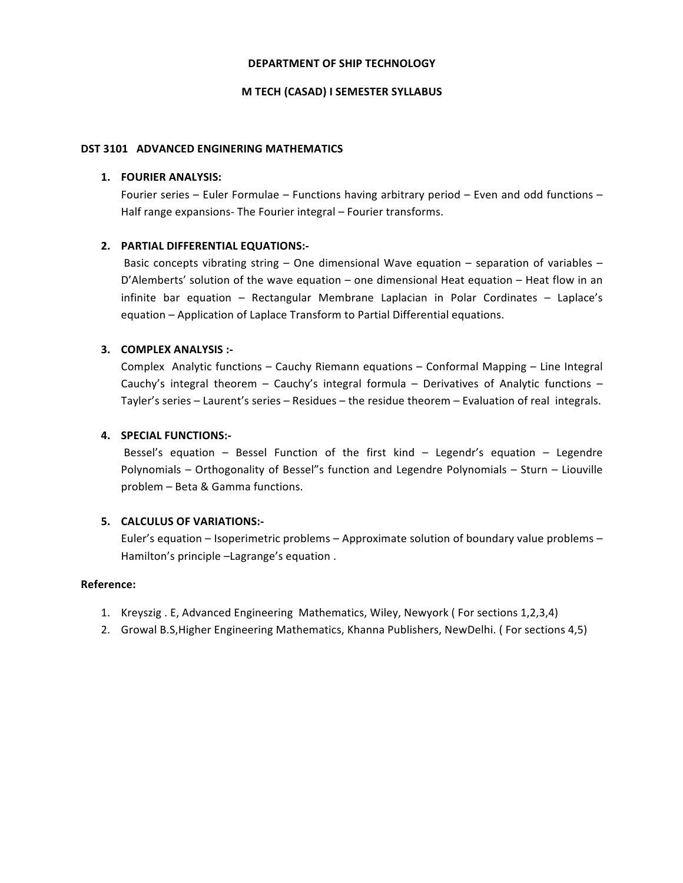# DEPARTMENT OF SHIP TECHNOLOGY

## M TECH (CASAD) I SEMESTER SYLLABUS

### DST 3101 ADVANCED ENGINERING MATHEMATICS

1. **FOURIER ANALYSIS:**
   Fourier series – Euler Formulae – Functions having arbitrary period – Even and odd functions – Half range expansions- The Fourier integral – Fourier transforms.

2. **PARTIAL DIFFERENTIAL EQUATIONS:-**
   Basic concepts vibrating string – One dimensional Wave equation – separation of variables – D'Alemberts' solution of the wave equation – one dimensional Heat equation – Heat flow in an infinite bar equation – Rectangular Membrane Laplacian in Polar Cordinates – Laplace's equation – Application of Laplace Transform to Partial Differential equations.

3. **COMPLEX ANALYSIS :-**
   Complex Analytic functions – Cauchy Riemann equations – Conformal Mapping – Line Integral Cauchy's integral theorem – Cauchy's integral formula – Derivatives of Analytic functions – Tayler's series – Laurent's series – Residues – the residue theorem – Evaluation of real integrals.

4. **SPECIAL FUNCTIONS:-**
   Bessel's equation – Bessel Function of the first kind – Legendr's equation – Legendre Polynomials – Orthogonality of Bessel"s function and Legendre Polynomials – Sturn – Liouville problem – Beta & Gamma functions.

5. **CALCULUS OF VARIATIONS:-**
   Euler's equation – Isoperimetric problems – Approximate solution of boundary value problems – Hamilton's principle –Lagrange's equation .

**Reference:**

1. Kreyszig . E, Advanced Engineering Mathematics, Wiley, Newyork ( For sections 1,2,3,4)
2. Growal B.S,Higher Engineering Mathematics, Khanna Publishers, NewDelhi. ( For sections 4,5)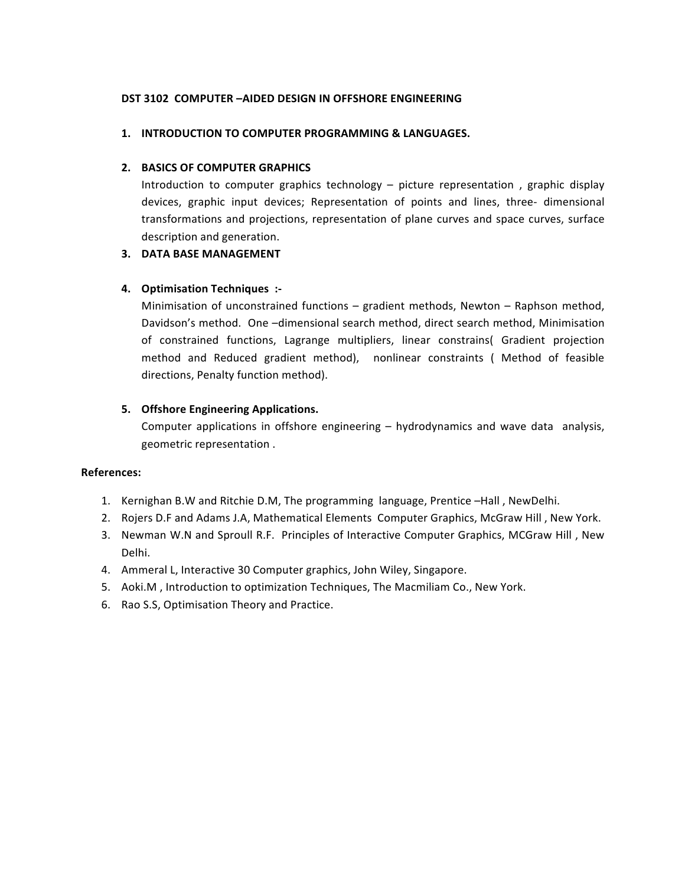## DST 3102 COMPUTER –AIDED DESIGN IN OFFSHORE ENGINEERING

1. **INTRODUCTION TO COMPUTER PROGRAMMING & LANGUAGES.**

2. **BASICS OF COMPUTER GRAPHICS**
   Introduction to computer graphics technology – picture representation , graphic display devices, graphic input devices; Representation of points and lines, three- dimensional transformations and projections, representation of plane curves and space curves, surface description and generation.

3. **DATA BASE MANAGEMENT**

4. **Optimisation Techniques :-**
   Minimisation of unconstrained functions – gradient methods, Newton – Raphson method, Davidson's method. One –dimensional search method, direct search method, Minimisation of constrained functions, Lagrange multipliers, linear constrains( Gradient projection method and Reduced gradient method), nonlinear constraints ( Method of feasible directions, Penalty function method).

5. **Offshore Engineering Applications.**
   Computer applications in offshore engineering – hydrodynamics and wave data analysis, geometric representation .

**References:**

1. Kernighan B.W and Ritchie D.M, The programming language, Prentice –Hall , NewDelhi.
2. Rojers D.F and Adams J.A, Mathematical Elements Computer Graphics, McGraw Hill , New York.
3. Newman W.N and Sproull R.F. Principles of Interactive Computer Graphics, MCGraw Hill , New Delhi.
4. Ammeral L, Interactive 30 Computer graphics, John Wiley, Singapore.
5. Aoki.M , Introduction to optimization Techniques, The Macmiliam Co., New York.
6. Rao S.S, Optimisation Theory and Practice.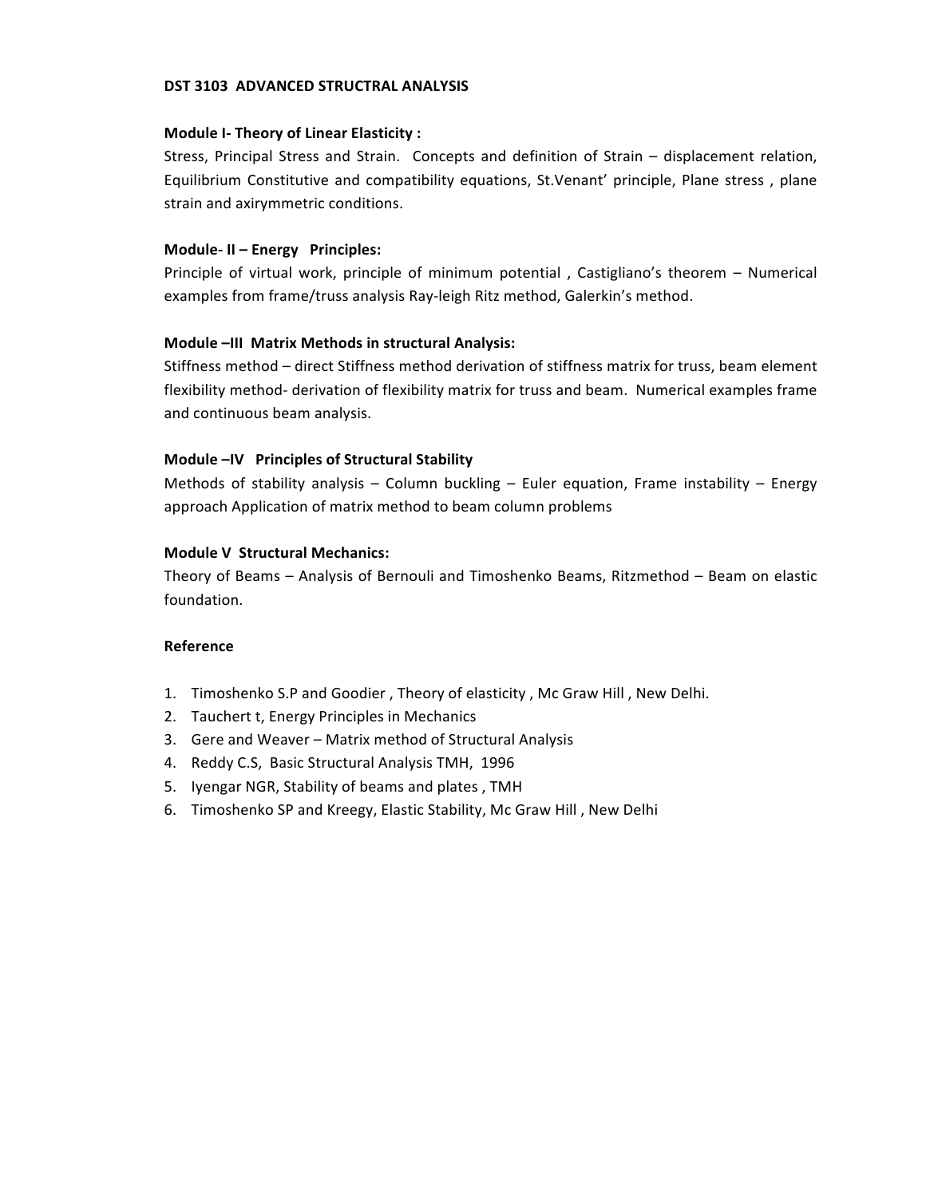**DST 3103 ADVANCED STRUCTRAL ANALYSIS**

**Module I- Theory of Linear Elasticity :**

Stress, Principal Stress and Strain. Concepts and definition of Strain – displacement relation, Equilibrium Constitutive and compatibility equations, St.Venant' principle, Plane stress , plane strain and axirymmetric conditions.

**Module- II – Energy Principles:**

Principle of virtual work, principle of minimum potential , Castigliano's theorem – Numerical examples from frame/truss analysis Ray-leigh Ritz method, Galerkin's method.

**Module –III Matrix Methods in structural Analysis:**

Stiffness method – direct Stiffness method derivation of stiffness matrix for truss, beam element flexibility method- derivation of flexibility matrix for truss and beam. Numerical examples frame and continuous beam analysis.

**Module –IV Principles of Structural Stability**

Methods of stability analysis – Column buckling – Euler equation, Frame instability – Energy approach Application of matrix method to beam column problems

**Module V Structural Mechanics:**

Theory of Beams – Analysis of Bernouli and Timoshenko Beams, Ritzmethod – Beam on elastic foundation.

**Reference**

1. Timoshenko S.P and Goodier , Theory of elasticity , Mc Graw Hill , New Delhi.
2. Tauchert t, Energy Principles in Mechanics
3. Gere and Weaver – Matrix method of Structural Analysis
4. Reddy C.S, Basic Structural Analysis TMH, 1996
5. Iyengar NGR, Stability of beams and plates , TMH
6. Timoshenko SP and Kreegy, Elastic Stability, Mc Graw Hill , New Delhi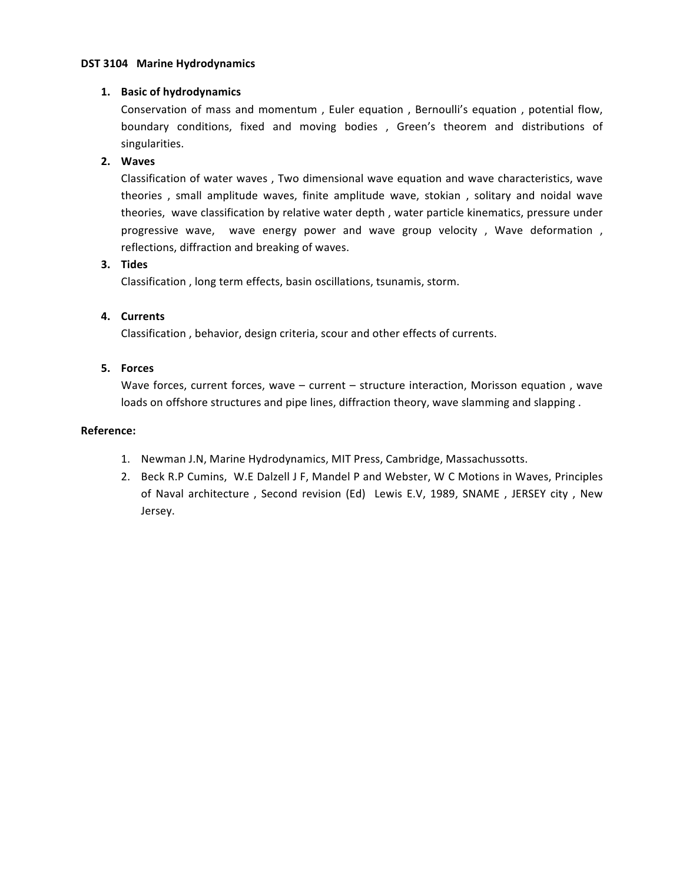**DST 3104 Marine Hydrodynamics**

1. **Basic of hydrodynamics**

   Conservation of mass and momentum , Euler equation , Bernoulli's equation , potential flow, boundary conditions, fixed and moving bodies , Green's theorem and distributions of singularities.

2. **Waves**

   Classification of water waves , Two dimensional wave equation and wave characteristics, wave theories , small amplitude waves, finite amplitude wave, stokian , solitary and noidal wave theories, wave classification by relative water depth , water particle kinematics, pressure under progressive wave, wave energy power and wave group velocity , Wave deformation , reflections, diffraction and breaking of waves.

3. **Tides**

   Classification , long term effects, basin oscillations, tsunamis, storm.

4. **Currents**

   Classification , behavior, design criteria, scour and other effects of currents.

5. **Forces**

   Wave forces, current forces, wave – current – structure interaction, Morisson equation , wave loads on offshore structures and pipe lines, diffraction theory, wave slamming and slapping .

**Reference:**

1. Newman J.N, Marine Hydrodynamics, MIT Press, Cambridge, Massachussotts.
2. Beck R.P Cumins, W.E Dalzell J F, Mandel P and Webster, W C Motions in Waves, Principles of Naval architecture , Second revision (Ed) Lewis E.V, 1989, SNAME , JERSEY city , New Jersey.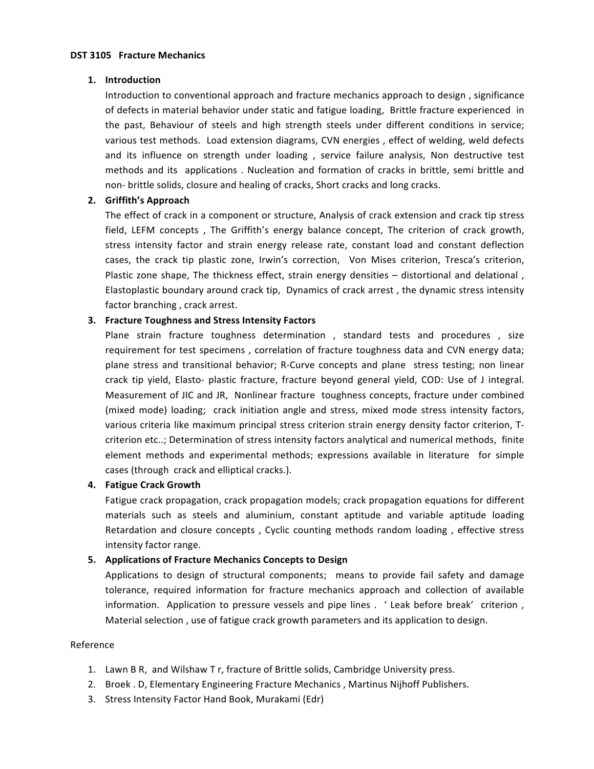**DST 3105 Fracture Mechanics**

1. **Introduction**

   Introduction to conventional approach and fracture mechanics approach to design , significance of defects in material behavior under static and fatigue loading, Brittle fracture experienced in the past, Behaviour of steels and high strength steels under different conditions in service; various test methods. Load extension diagrams, CVN energies , effect of welding, weld defects and its influence on strength under loading , service failure analysis, Non destructive test methods and its applications . Nucleation and formation of cracks in brittle, semi brittle and non- brittle solids, closure and healing of cracks, Short cracks and long cracks.

2. **Griffith's Approach**

   The effect of crack in a component or structure, Analysis of crack extension and crack tip stress field, LEFM concepts , The Griffith's energy balance concept, The criterion of crack growth, stress intensity factor and strain energy release rate, constant load and constant deflection cases, the crack tip plastic zone, Irwin's correction, Von Mises criterion, Tresca's criterion, Plastic zone shape, The thickness effect, strain energy densities – distortional and delational , Elastoplastic boundary around crack tip, Dynamics of crack arrest , the dynamic stress intensity factor branching , crack arrest.

3. **Fracture Toughness and Stress Intensity Factors**

   Plane strain fracture toughness determination , standard tests and procedures , size requirement for test specimens , correlation of fracture toughness data and CVN energy data; plane stress and transitional behavior; R-Curve concepts and plane stress testing; non linear crack tip yield, Elasto- plastic fracture, fracture beyond general yield, COD: Use of J integral. Measurement of JIC and JR, Nonlinear fracture toughness concepts, fracture under combined (mixed mode) loading; crack initiation angle and stress, mixed mode stress intensity factors, various criteria like maximum principal stress criterion strain energy density factor criterion, T-criterion etc..; Determination of stress intensity factors analytical and numerical methods, finite element methods and experimental methods; expressions available in literature for simple cases (through crack and elliptical cracks.).

4. **Fatigue Crack Growth**

   Fatigue crack propagation, crack propagation models; crack propagation equations for different materials such as steels and aluminium, constant aptitude and variable aptitude loading Retardation and closure concepts , Cyclic counting methods random loading , effective stress intensity factor range.

5. **Applications of Fracture Mechanics Concepts to Design**

   Applications to design of structural components; means to provide fail safety and damage tolerance, required information for fracture mechanics approach and collection of available information. Application to pressure vessels and pipe lines . ' Leak before break' criterion , Material selection , use of fatigue crack growth parameters and its application to design.

Reference

1. Lawn B R, and Wilshaw T r, fracture of Brittle solids, Cambridge University press.
2. Broek . D, Elementary Engineering Fracture Mechanics , Martinus Nijhoff Publishers.
3. Stress Intensity Factor Hand Book, Murakami (Edr)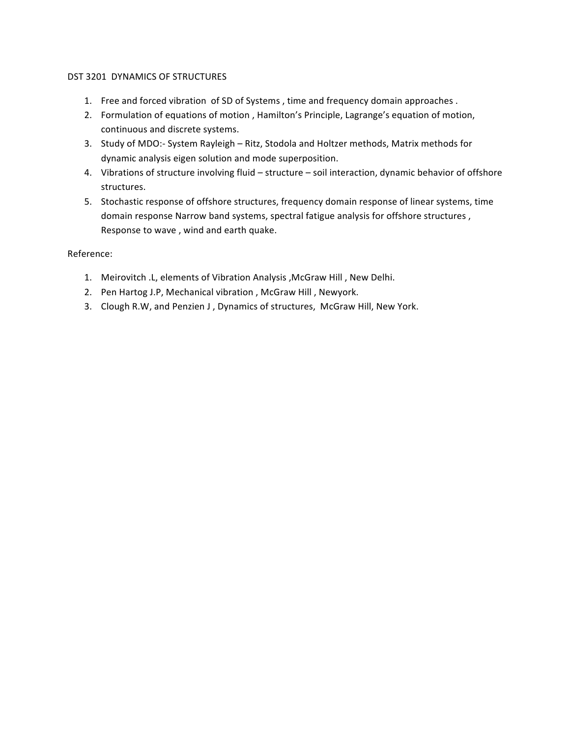DST 3201 DYNAMICS OF STRUCTURES

1. Free and forced vibration of SD of Systems , time and frequency domain approaches .
2. Formulation of equations of motion , Hamilton's Principle, Lagrange's equation of motion, continuous and discrete systems.
3. Study of MDO:- System Rayleigh – Ritz, Stodola and Holtzer methods, Matrix methods for dynamic analysis eigen solution and mode superposition.
4. Vibrations of structure involving fluid – structure – soil interaction, dynamic behavior of offshore structures.
5. Stochastic response of offshore structures, frequency domain response of linear systems, time domain response Narrow band systems, spectral fatigue analysis for offshore structures , Response to wave , wind and earth quake.

Reference:

1. Meirovitch .L, elements of Vibration Analysis ,McGraw Hill , New Delhi.
2. Pen Hartog J.P, Mechanical vibration , McGraw Hill , Newyork.
3. Clough R.W, and Penzien J , Dynamics of structures, McGraw Hill, New York.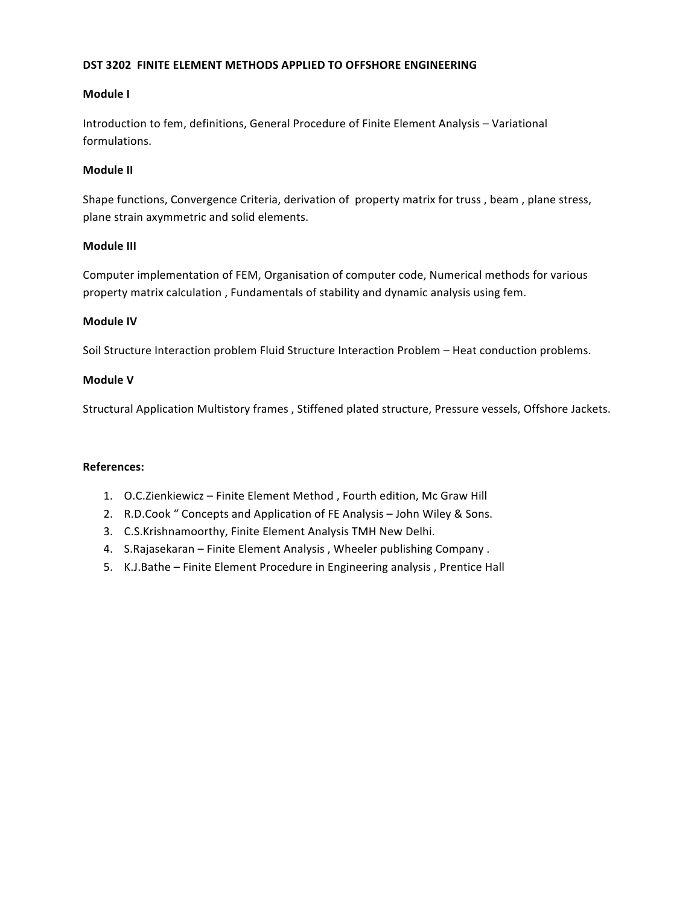**DST 3202 FINITE ELEMENT METHODS APPLIED TO OFFSHORE ENGINEERING**

**Module I**

Introduction to fem, definitions, General Procedure of Finite Element Analysis – Variational formulations.

**Module II**

Shape functions, Convergence Criteria, derivation of property matrix for truss , beam , plane stress, plane strain axymmetric and solid elements.

**Module III**

Computer implementation of FEM, Organisation of computer code, Numerical methods for various property matrix calculation , Fundamentals of stability and dynamic analysis using fem.

**Module IV**

Soil Structure Interaction problem Fluid Structure Interaction Problem – Heat conduction problems.

**Module V**

Structural Application Multistory frames , Stiffened plated structure, Pressure vessels, Offshore Jackets.

**References:**

1. O.C.Zienkiewicz – Finite Element Method , Fourth edition, Mc Graw Hill
2. R.D.Cook " Concepts and Application of FE Analysis – John Wiley & Sons.
3. C.S.Krishnamoorthy, Finite Element Analysis TMH New Delhi.
4. S.Rajasekaran – Finite Element Analysis , Wheeler publishing Company .
5. K.J.Bathe – Finite Element Procedure in Engineering analysis , Prentice Hall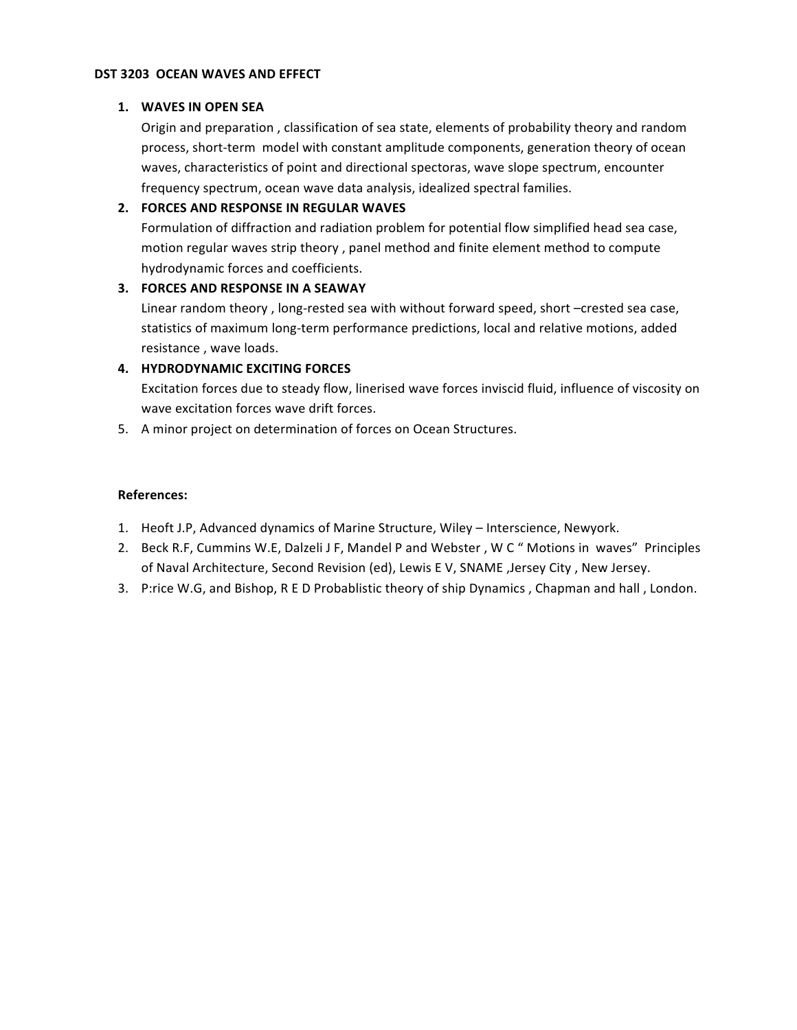**DST 3203 OCEAN WAVES AND EFFECT**

1. **WAVES IN OPEN SEA**
   Origin and preparation , classification of sea state, elements of probability theory and random process, short-term model with constant amplitude components, generation theory of ocean waves, characteristics of point and directional spectoras, wave slope spectrum, encounter frequency spectrum, ocean wave data analysis, idealized spectral families.
2. **FORCES AND RESPONSE IN REGULAR WAVES**
   Formulation of diffraction and radiation problem for potential flow simplified head sea case, motion regular waves strip theory , panel method and finite element method to compute hydrodynamic forces and coefficients.
3. **FORCES AND RESPONSE IN A SEAWAY**
   Linear random theory , long-rested sea with without forward speed, short –crested sea case, statistics of maximum long-term performance predictions, local and relative motions, added resistance , wave loads.
4. **HYDRODYNAMIC EXCITING FORCES**
   Excitation forces due to steady flow, linerised wave forces inviscid fluid, influence of viscosity on wave excitation forces wave drift forces.
5. A minor project on determination of forces on Ocean Structures.

**References:**

1. Heoft J.P, Advanced dynamics of Marine Structure, Wiley – Interscience, Newyork.
2. Beck R.F, Cummins W.E, Dalzeli J F, Mandel P and Webster , W C " Motions in waves" Principles of Naval Architecture, Second Revision (ed), Lewis E V, SNAME ,Jersey City , New Jersey.
3. P:rice W.G, and Bishop, R E D Probablistic theory of ship Dynamics , Chapman and hall , London.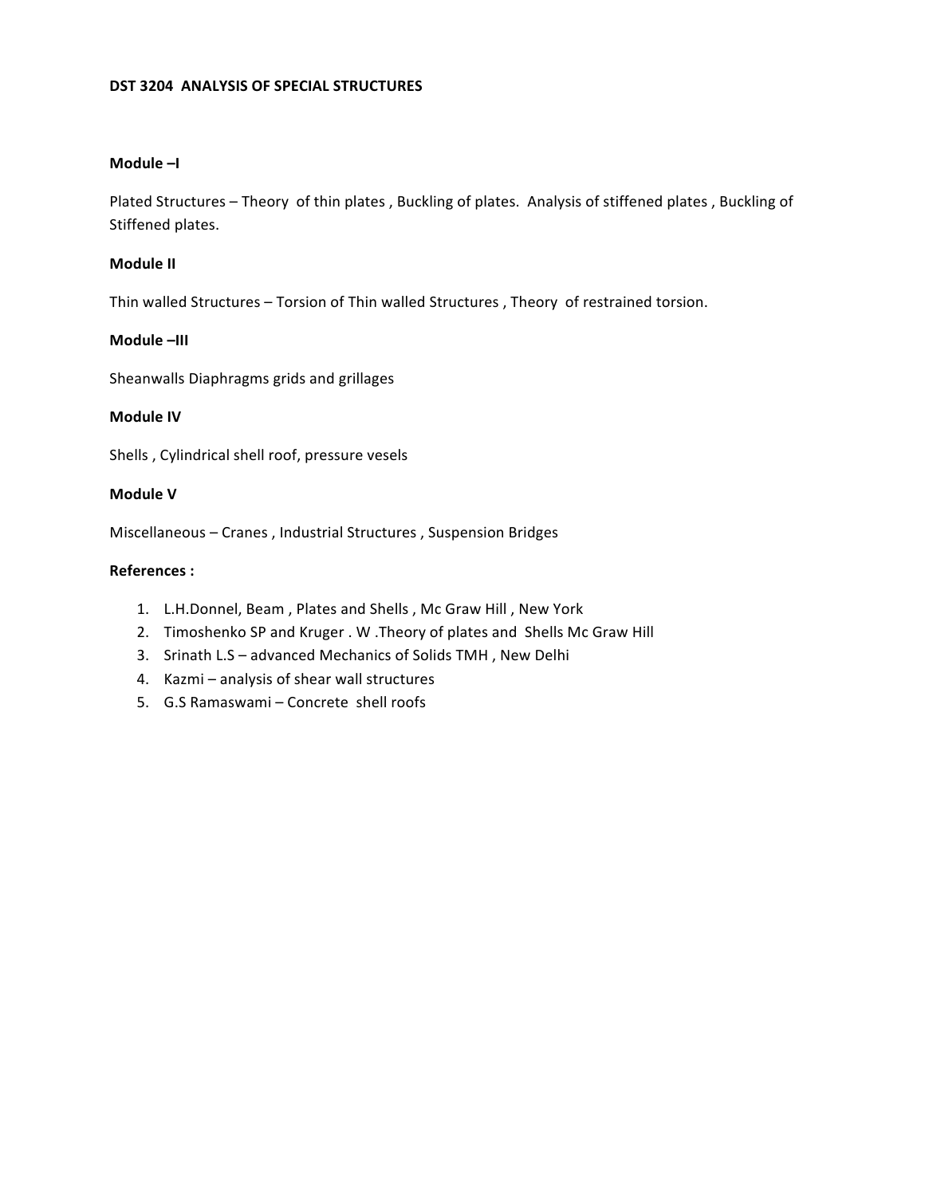**DST 3204 ANALYSIS OF SPECIAL STRUCTURES**

**Module –I**

Plated Structures – Theory of thin plates , Buckling of plates. Analysis of stiffened plates , Buckling of Stiffened plates.

**Module II**

Thin walled Structures – Torsion of Thin walled Structures , Theory of restrained torsion.

**Module –III**

Sheanwalls Diaphragms grids and grillages

**Module IV**

Shells , Cylindrical shell roof, pressure vesels

**Module V**

Miscellaneous – Cranes , Industrial Structures , Suspension Bridges

**References :**

1. L.H.Donnel, Beam , Plates and Shells , Mc Graw Hill , New York
2. Timoshenko SP and Kruger . W .Theory of plates and Shells Mc Graw Hill
3. Srinath L.S – advanced Mechanics of Solids TMH , New Delhi
4. Kazmi – analysis of shear wall structures
5. G.S Ramaswami – Concrete shell roofs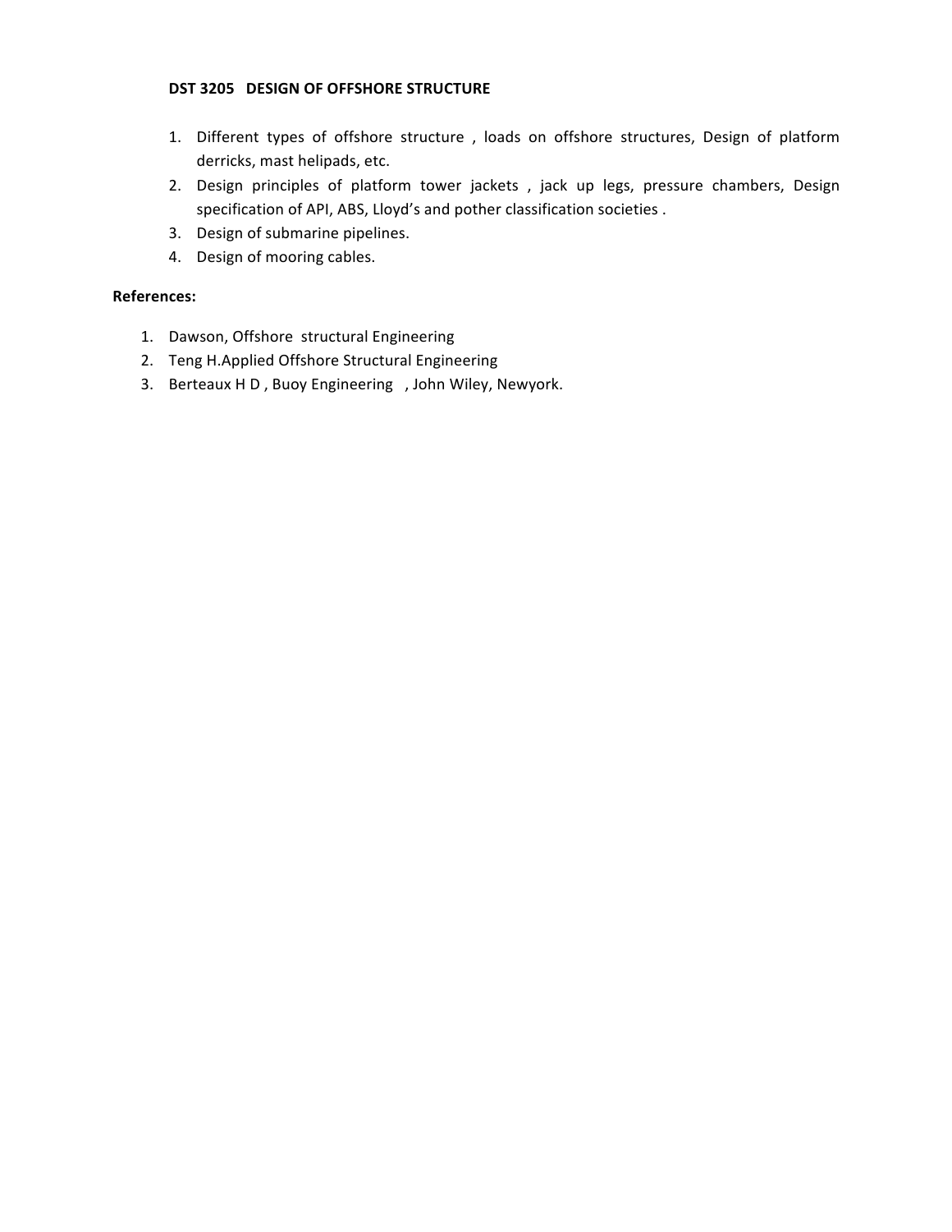**DST 3205 DESIGN OF OFFSHORE STRUCTURE**

1. Different types of offshore structure , loads on offshore structures, Design of platform derricks, mast helipads, etc.
2. Design principles of platform tower jackets , jack up legs, pressure chambers, Design specification of API, ABS, Lloyd's and pother classification societies .
3. Design of submarine pipelines.
4. Design of mooring cables.

**References:**

1. Dawson, Offshore structural Engineering
2. Teng H.Applied Offshore Structural Engineering
3. Berteaux H D , Buoy Engineering , John Wiley, Newyork.